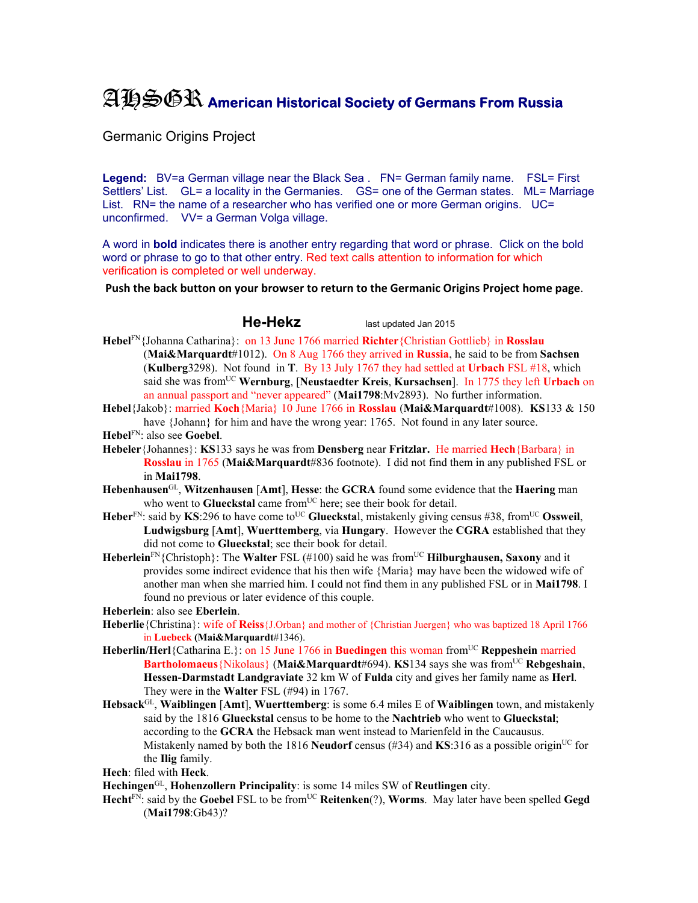# AHSGR American Historical Society of Germans From Russia

Germanic Origins Project

**Legend:** BV=a German village near the Black Sea . FN= German family name. FSL= First Settlers' List. GL= a locality in the Germanies. GS= one of the German states. ML= Marriage List. RN= the name of a researcher who has verified one or more German origins. UC= unconfirmed. VV= a German Volga village.

A word in **bold** indicates there is another entry regarding that word or phrase. Click on the bold word or phrase to go to that other entry. Red text calls attention to information for which verification is completed or well underway.

**Push the back button on your browser to return to the Germanic Origins Project home page**.

## He-Hekz

last updated Jan 2015

**Hebel**[FN]{Johanna Catharina}: on 13 June 1766 married **Richter**{Christian Gottlieb} in **Rosslau** (**Mai&Marquardt**#1012). On 8 Aug 1766 they arrived in **Russia**, he said to be from **Sachsen** (**Kulberg**3298). Not found in **T**. By 13 July 1767 they had settled at **Urbach** FSL #18, which said she was from[UC] **Wernburg**, [**Neustaedter Kreis**, **Kursachsen**]. In 1775 they left **Urbach** on an annual passport and "never appeared" (**Mai1798**:Mv2893). No further information.

**Hebel**{Jakob}: married **Koch**{Maria} 10 June 1766 in **Rosslau** (**Mai&Marquardt**#1008). **KS**133 & 150 have {Johann} for him and have the wrong year: 1765. Not found in any later source.

**Hebel**[FN]: also see **Goebel**.

**Hebeler**{Johannes}: **KS**133 says he was from **Densberg** near **Fritzlar.** He married **Hech**{Barbara} in **Rosslau** in 1765 (**Mai&Marquardt**#836 footnote). I did not find them in any published FSL or in **Mai1798**.

**Hebenhausen**[GL], **Witzenhausen** [**Amt**], **Hesse**: the **GCRA** found some evidence that the **Haering** man who went to **Glueckstal** came from[UC] here; see their book for detail.

**Heber**[FN]: said by **KS**:296 to have come to[UC] **Glueckstal**, mistakenly giving census #38, from[UC] **Ossweil**, **Ludwigsburg** [**Amt**], **Wuerttemberg**, via **Hungary**. However the **CGRA** established that they did not come to **Glueckstal**; see their book for detail.

**Heberlein**[FN]{Christoph}: The **Walter** FSL (#100) said he was from[UC] **Hilburghausen, Saxony** and it provides some indirect evidence that his then wife {Maria} may have been the widowed wife of another man when she married him. I could not find them in any published FSL or in **Mai1798**. I found no previous or later evidence of this couple.

**Heberlein**: also see **Eberlein**.

**Heberlie**{Christina}: wife of **Reiss**{J.Orban} and mother of {Christian Juergen} who was baptized 18 April 1766 in **Luebeck** (**Mai&Marquardt**#1346).

**Heberlin/Herl**{Catharina E.}: on 15 June 1766 in **Buedingen** this woman from[UC] **Reppeshein** married **Bartholomaeus**{Nikolaus} (**Mai&Marquardt**#694). **KS**134 says she was from[UC] **Rebgeshain**, **Hessen-Darmstadt Landgraviate** 32 km W of **Fulda** city and gives her family name as **Herl**. They were in the **Walter** FSL (#94) in 1767.

**Hebsack**[GL], **Waiblingen** [**Amt**], **Wuerttemberg**: is some 6.4 miles E of **Waiblingen** town, and mistakenly said by the 1816 **Glueckstal** census to be home to the **Nachtrieb** who went to **Glueckstal**; according to the **GCRA** the Hebsack man went instead to Marienfeld in the Caucausus. Mistakenly named by both the 1816 **Neudorf** census (#34) and **KS**:316 as a possible origin[UC] for the **Ilig** family.

**Hech**: filed with **Heck**.

**Hechingen**[GL], **Hohenzollern Principality**: is some 14 miles SW of **Reutlingen** city.

**Hecht**[FN]: said by the **Goebel** FSL to be from[UC] **Reitenken**(?), **Worms**. May later have been spelled **Gegd** (**Mai1798**:Gb43)?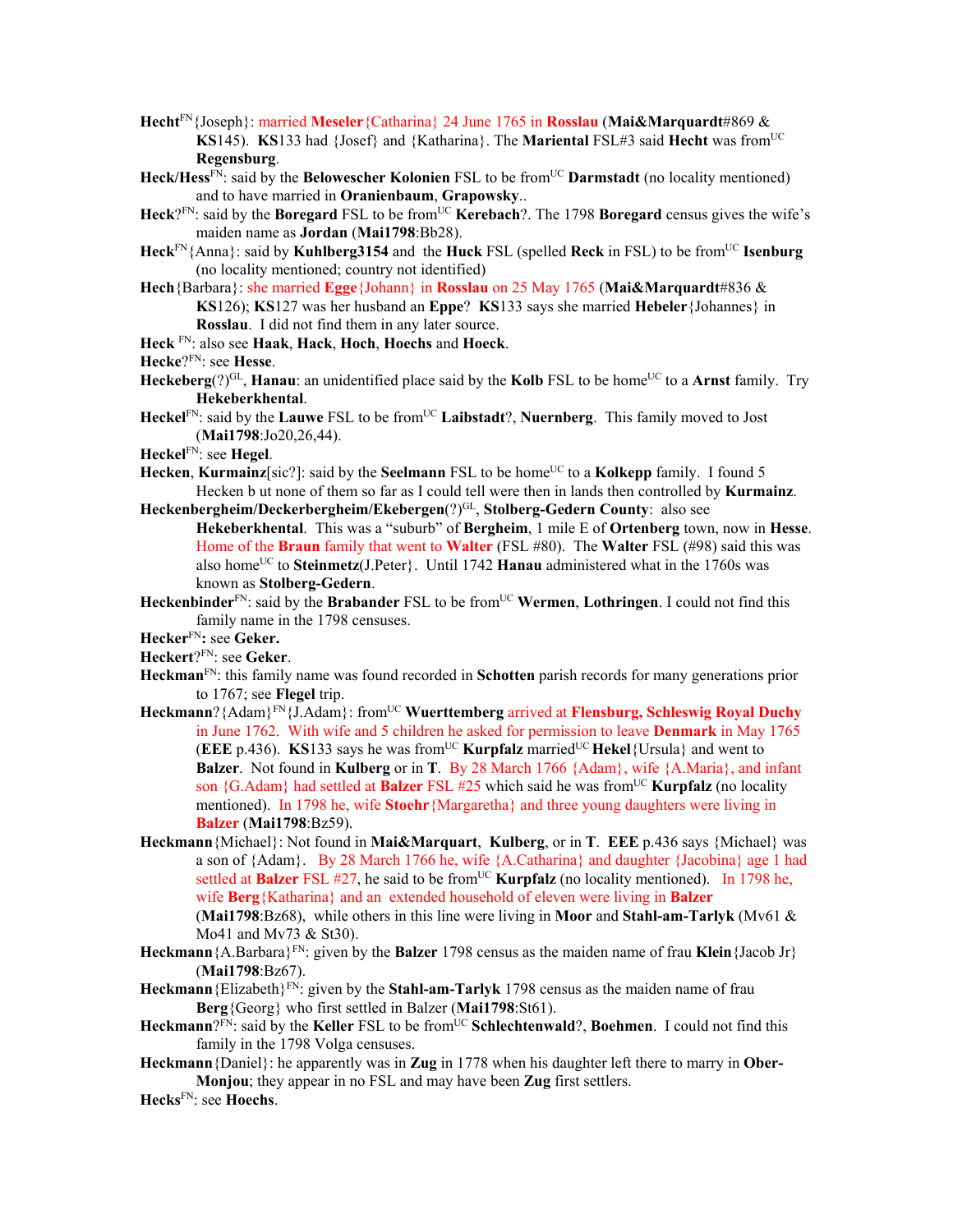**Hecht**[FN]{Joseph}: married **Meseler**{Catharina} 24 June 1765 in **Rosslau** (**Mai&Marquardt**#869 & **KS**145). **KS**133 had {Josef} and {Katharina}. The **Mariental** FSL#3 said **Hecht** was from[UC] **Regensburg**.

**Heck/Hess**[FN]: said by the **Belowescher Kolonien** FSL to be from[UC] **Darmstadt** (no locality mentioned) and to have married in **Oranienbaum**, **Grapowsky**..

**Heck**?[FN]: said by the **Boregard** FSL to be from[UC] **Kerebach**?. The 1798 **Boregard** census gives the wife's maiden name as **Jordan** (**Mai1798**:Bb28).

**Heck**[FN]{Anna}: said by **Kuhlberg3154** and the **Huck** FSL (spelled **Reck** in FSL) to be from[UC] **Isenburg** (no locality mentioned; country not identified)

**Hech**{Barbara}: she married **Egge**{Johann} in **Rosslau** on 25 May 1765 (**Mai&Marquardt**#836 & **KS**126); **KS**127 was her husband an **Eppe**? **KS**133 says she married **Hebeler**{Johannes} in **Rosslau**. I did not find them in any later source.

**Heck** [FN]: also see **Haak**, **Hack**, **Hoch**, **Hoechs** and **Hoeck**.

**Hecke**?[FN]: see **Hesse**.

**Heckeberg**(?)[GL], **Hanau**: an unidentified place said by the **Kolb** FSL to be home[UC] to a **Arnst** family. Try **Hekeberkhental**.

**Heckel**[FN]: said by the **Lauwe** FSL to be from[UC] **Laibstadt**?, **Nuernberg**. This family moved to Jost (**Mai1798**:Jo20,26,44).

**Heckel**[FN]: see **Hegel**.

**Hecken**, **Kurmainz**[sic?]: said by the **Seelmann** FSL to be home[UC] to a **Kolkepp** family. I found 5 Hecken b ut none of them so far as I could tell were then in lands then controlled by **Kurmainz**.

**Heckenbergheim/Deckerbergheim/Ekebergen**(?)[GL], **Stolberg-Gedern County**: also see **Hekeberkhental**. This was a "suburb" of **Bergheim**, 1 mile E of **Ortenberg** town, now in **Hesse**. Home of the **Braun** family that went to **Walter** (FSL #80). The **Walter** FSL (#98) said this was also home[UC] to **Steinmetz**(J.Peter}. Until 1742 **Hanau** administered what in the 1760s was known as **Stolberg-Gedern**.

**Heckenbinder**[FN]: said by the **Brabander** FSL to be from[UC] **Wermen**, **Lothringen**. I could not find this family name in the 1798 censuses.

**Hecker**[FN]**:** see **Geker.**

**Heckert**?[FN]: see **Geker**.

**Heckman**[FN]: this family name was found recorded in **Schotten** parish records for many generations prior to 1767; see **Flegel** trip.

**Heckmann**?{Adam}[FN]{J.Adam}: from[UC] **Wuerttemberg** arrived at **Flensburg, Schleswig Royal Duchy** in June 1762. With wife and 5 children he asked for permission to leave **Denmark** in May 1765 (**EEE** p.436). **KS**133 says he was from[UC] **Kurpfalz** married[UC] **Hekel**{Ursula} and went to **Balzer**. Not found in **Kulberg** or in **T**. By 28 March 1766 {Adam}, wife {A.Maria}, and infant son {G.Adam} had settled at **Balzer** FSL #25 which said he was from[UC] **Kurpfalz** (no locality mentioned). In 1798 he, wife **Stoehr**{Margaretha} and three young daughters were living in **Balzer** (**Mai1798**:Bz59).

**Heckmann**{Michael}: Not found in **Mai&Marquart**, **Kulberg**, or in **T**. **EEE** p.436 says {Michael} was a son of {Adam}. By 28 March 1766 he, wife {A.Catharina} and daughter {Jacobina} age 1 had settled at **Balzer** FSL #27, he said to be from[UC] **Kurpfalz** (no locality mentioned). In 1798 he, wife **Berg**{Katharina} and an extended household of eleven were living in **Balzer** (**Mai1798**:Bz68), while others in this line were living in **Moor** and **Stahl-am-Tarlyk** (Mv61 & Mo41 and Mv73 & St30).

**Heckmann**{A.Barbara}[FN]: given by the **Balzer** 1798 census as the maiden name of frau **Klein**{Jacob Jr} (**Mai1798**:Bz67).

**Heckmann**{Elizabeth}[FN]: given by the **Stahl-am-Tarlyk** 1798 census as the maiden name of frau **Berg**{Georg} who first settled in Balzer (**Mai1798**:St61).

**Heckmann**?[FN]: said by the **Keller** FSL to be from[UC] **Schlechtenwald**?, **Boehmen**. I could not find this family in the 1798 Volga censuses.

**Heckmann**{Daniel}: he apparently was in **Zug** in 1778 when his daughter left there to marry in **Ober-Monjou**; they appear in no FSL and may have been **Zug** first settlers.

**Hecks**[FN]: see **Hoechs**.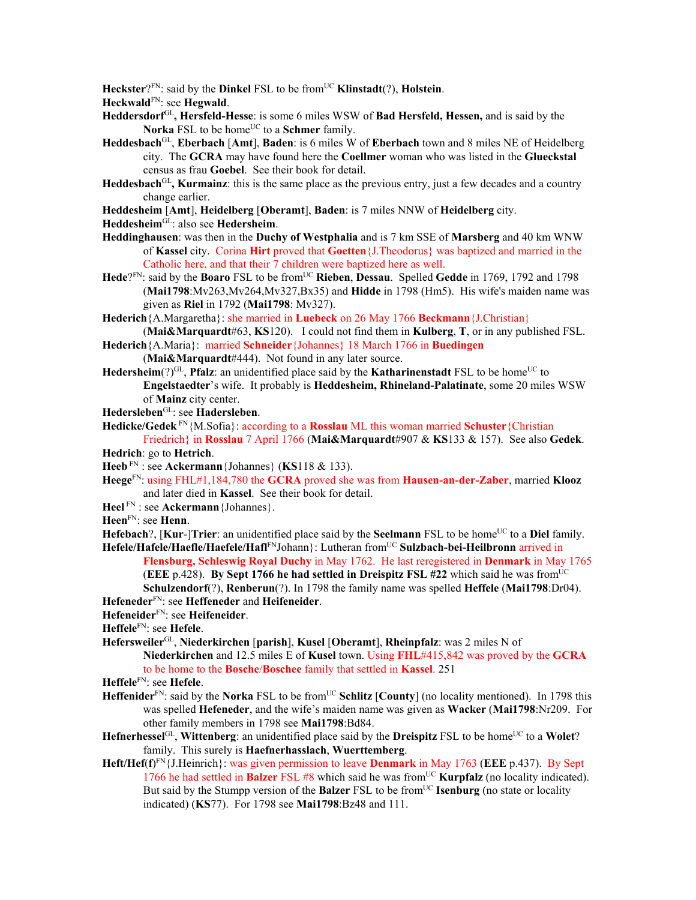**Heckster**?[FN]: said by the **Dinkel** FSL to be from[UC] **Klinstadt**(?), **Holstein**.

**Heckwald**[FN]: see **Hegwald**.

**Heddersdorf**[GL]**, Hersfeld-Hesse**: is some 6 miles WSW of **Bad Hersfeld, Hessen,** and is said by the **Norka** FSL to be home[UC] to a **Schmer** family.

**Heddesbach**[GL], **Eberbach** [**Amt**], **Baden**: is 6 miles W of **Eberbach** town and 8 miles NE of Heidelberg city. The **GCRA** may have found here the **Coellmer** woman who was listed in the **Glueckstal** census as frau **Goebel**. See their book for detail.

**Heddesbach**[GL]**, Kurmainz**: this is the same place as the previous entry, just a few decades and a country change earlier.

**Heddesheim** [**Amt**], **Heidelberg** [**Oberamt**], **Baden**: is 7 miles NNW of **Heidelberg** city.

**Heddesheim**[GL]: also see **Hedersheim**.

**Heddinghausen**: was then in the **Duchy of Westphalia** and is 7 km SSE of **Marsberg** and 40 km WNW of **Kassel** city. Corina **Hirt** proved that **Goetten**{J.Theodorus} was baptized and married in the Catholic here, and that their 7 children were baptized here as well.

**Hede**?[FN]: said by the **Boaro** FSL to be from[UC] **Rieben**, **Dessau**. Spelled **Gedde** in 1769, 1792 and 1798 (**Mai1798**:Mv263,Mv264,Mv327,Bx35) and **Hidde** in 1798 (Hm5). His wife's maiden name was given as **Riel** in 1792 (**Mai1798**: Mv327).

**Hederich**{A.Margaretha}: she married in **Luebeck** on 26 May 1766 **Beckmann**{J.Christian} (**Mai&Marquardt**#63, **KS**120). I could not find them in **Kulberg**, **T**, or in any published FSL.

**Hederich**{A.Maria}: married **Schneider**{Johannes} 18 March 1766 in **Buedingen** (**Mai&Marquardt**#444). Not found in any later source.

**Hedersheim**(?)[GL], **Pfalz**: an unidentified place said by the **Katharinenstadt** FSL to be home[UC] to **Engelstaedter**'s wife. It probably is **Heddesheim, Rhineland-Palatinate**, some 20 miles WSW of **Mainz** city center.

**Hedersleben**[GL]: see **Hadersleben**.

**Hedicke/Gedek** [FN]{M.Sofia}: according to a **Rosslau** ML this woman married **Schuster**{Christian Friedrich} in **Rosslau** 7 April 1766 (**Mai&Marquardt**#907 & **KS**133 & 157). See also **Gedek**.

**Hedrich**: go to **Hetrich**.

**Heeb** [FN] : see **Ackermann**{Johannes} (**KS**118 & 133).

**Heege**[FN]: using FHL#1,184,780 the **GCRA** proved she was from **Hausen-an-der-Zaber**, married **Klooz** and later died in **Kassel**. See their book for detail.

**Heel** [FN] : see **Ackermann**{Johannes}.

**Heen**[FN]: see **Henn**.

**Hefebach**?, [**Kur**-]**Trier**: an unidentified place said by the **Seelmann** FSL to be home[UC] to a **Diel** family.

**Hefele/Hafele/Haefle/Haefele/Hafl**[FN]Johann}: Lutheran from[UC] **Sulzbach-bei-Heilbronn** arrived in **Flensburg, Schleswig Royal Duchy** in May 1762. He last reregistered in **Denmark** in May 1765 (**EEE** p.428). **By Sept 1766 he had settled in Dreispitz FSL #22** which said he was from[UC] **Schulzendorf**(?), **Renberun**(?). In 1798 the family name was spelled **Heffele** (**Mai1798**:Dr04).

**Hefeneder**[FN]: see **Heffeneder** and **Heifeneider**.

**Hefeneider**[FN]: see **Heifeneider**.

**Heffele**[FN]: see **Hefele**.

**Hefersweiler**[GL], **Niederkirchen** [**parish**], **Kusel** [**Oberamt**], **Rheinpfalz**: was 2 miles N of **Niederkirchen** and 12.5 miles E of **Kusel** town. Using **FHL**#415,842 was proved by the **GCRA** to be home to the **Bosche**/**Boschee** family that settled in **Kassel**. 251

**Heffele**[FN]: see **Hefele**.

**Heffenider**[FN]: said by the **Norka** FSL to be from[UC] **Schlitz** [**County**] (no locality mentioned). In 1798 this was spelled **Hefeneder**, and the wife's maiden name was given as **Wacker** (**Mai1798**:Nr209. For other family members in 1798 see **Mai1798**:Bd84.

**Hefnerhessel**[GL], **Wittenberg**: an unidentified place said by the **Dreispitz** FSL to be home[UC] to a **Wolet**? family. This surely is **Haefnerhasslach**, **Wuerttemberg**.

**Heft/Hef(f)**[FN]{J.Heinrich}: was given permission to leave **Denmark** in May 1763 (**EEE** p.437). By Sept 1766 he had settled in **Balzer** FSL #8 which said he was from[UC] **Kurpfalz** (no locality indicated). But said by the Stumpp version of the **Balzer** FSL to be from[UC] **Isenburg** (no state or locality indicated) (**KS**77). For 1798 see **Mai1798**:Bz48 and 111.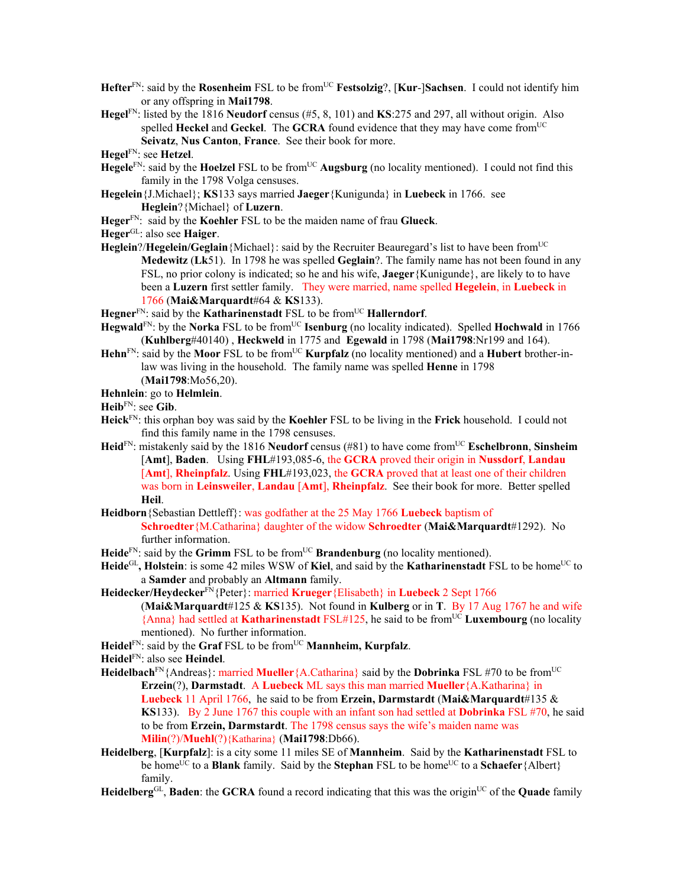**Hefter**[FN]: said by the **Rosenheim** FSL to be from[UC] **Festsolzig**?, [**Kur**-]**Sachsen**. I could not identify him or any offspring in **Mai1798**.

**Hegel**[FN]: listed by the 1816 **Neudorf** census (#5, 8, 101) and **KS**:275 and 297, all without origin. Also spelled **Heckel** and **Geckel**. The **GCRA** found evidence that they may have come from[UC] **Seivatz**, **Nus Canton**, **France**. See their book for more.

**Hegel**[FN]: see **Hetzel**.

**Hegele**[FN]: said by the **Hoelzel** FSL to be from[UC] **Augsburg** (no locality mentioned). I could not find this family in the 1798 Volga censuses.

**Hegelein**{J.Michael}; **KS**133 says married **Jaeger**{Kunigunda} in **Luebeck** in 1766. see **Heglein**?{Michael} of **Luzern**.

**Heger**[FN]: said by the **Koehler** FSL to be the maiden name of frau **Glueck**.

**Heger**[GL]: also see **Haiger**.

**Heglein**?/**Hegelein/Geglain**{Michael}: said by the Recruiter Beauregard's list to have been from[UC] **Medewitz** (**Lk**51). In 1798 he was spelled **Geglain**?. The family name has not been found in any FSL, no prior colony is indicated; so he and his wife, **Jaeger**{Kunigunde}, are likely to to have been a **Luzern** first settler family. They were married, name spelled **Hegelein**, in **Luebeck** in 1766 (**Mai&Marquardt**#64 & **KS**133).

**Hegner**[FN]: said by the **Katharinenstadt** FSL to be from[UC] **Hallerndorf**.

**Hegwald**[FN]: by the **Norka** FSL to be from[UC] **Isenburg** (no locality indicated). Spelled **Hochwald** in 1766 (**Kuhlberg**#40140) , **Heckweld** in 1775 and **Egewald** in 1798 (**Mai1798**:Nr199 and 164).

**Hehn**[FN]: said by the **Moor** FSL to be from[UC] **Kurpfalz** (no locality mentioned) and a **Hubert** brother-in-law was living in the household. The family name was spelled **Henne** in 1798 (**Mai1798**:Mo56,20).

**Hehnlein**: go to **Helmlein**.

**Heib**[FN]: see **Gib**.

**Heick**[FN]: this orphan boy was said by the **Koehler** FSL to be living in the **Frick** household. I could not find this family name in the 1798 censuses.

**Heid**[FN]: mistakenly said by the 1816 **Neudorf** census (#81) to have come from[UC] **Eschelbronn**, **Sinsheim** [**Amt**], **Baden**. Using **FHL**#193,085-6, the **GCRA** proved their origin in **Nussdorf**, **Landau** [**Amt**], **Rheinpfalz**. Using **FHL**#193,023, the **GCRA** proved that at least one of their children was born in **Leinsweiler**, **Landau** [**Amt**], **Rheinpfalz**. See their book for more. Better spelled **Heil**.

**Heidborn**{Sebastian Dettleff}: was godfather at the 25 May 1766 **Luebeck** baptism of **Schroedter**{M.Catharina} daughter of the widow **Schroedter** (**Mai&Marquardt**#1292). No further information.

**Heide**[FN]: said by the **Grimm** FSL to be from[UC] **Brandenburg** (no locality mentioned).

**Heide**[GL]**, Holstein**: is some 42 miles WSW of **Kiel**, and said by the **Katharinenstadt** FSL to be home[UC] to a **Samder** and probably an **Altmann** family.

**Heidecker/Heydecker**[FN]{Peter}: married **Krueger**{Elisabeth} in **Luebeck** 2 Sept 1766 (**Mai&Marquardt**#125 & **KS**135). Not found in **Kulberg** or in **T**. By 17 Aug 1767 he and wife {Anna} had settled at **Katharinenstadt** FSL#125, he said to be from[UC] **Luxembourg** (no locality mentioned). No further information.

**Heidel**[FN]: said by the **Graf** FSL to be from[UC] **Mannheim, Kurpfalz**.

**Heidel**[FN]: also see **Heindel**.

**Heidelbach**[FN]{Andreas}: married **Mueller**{A.Catharina} said by the **Dobrinka** FSL #70 to be from[UC] **Erzein**(?), **Darmstadt**. A **Luebeck** ML says this man married **Mueller**{A.Katharina} in **Luebeck** 11 April 1766, he said to be from **Erzein, Darmstardt** (**Mai&Marquardt**#135 & **KS**133). By 2 June 1767 this couple with an infant son had settled at **Dobrinka** FSL #70, he said to be from **Erzein, Darmstardt**. The 1798 census says the wife's maiden name was **Milin**(?)/**Muehl**(?){Katharina} (**Mai1798**:Db66).

**Heidelberg**, [**Kurpfalz**]: is a city some 11 miles SE of **Mannheim**. Said by the **Katharinenstadt** FSL to be home[UC] to a **Blank** family. Said by the **Stephan** FSL to be home[UC] to a **Schaefer**{Albert} family.

**Heidelberg**[GL], **Baden**: the **GCRA** found a record indicating that this was the origin[UC] of the **Quade** family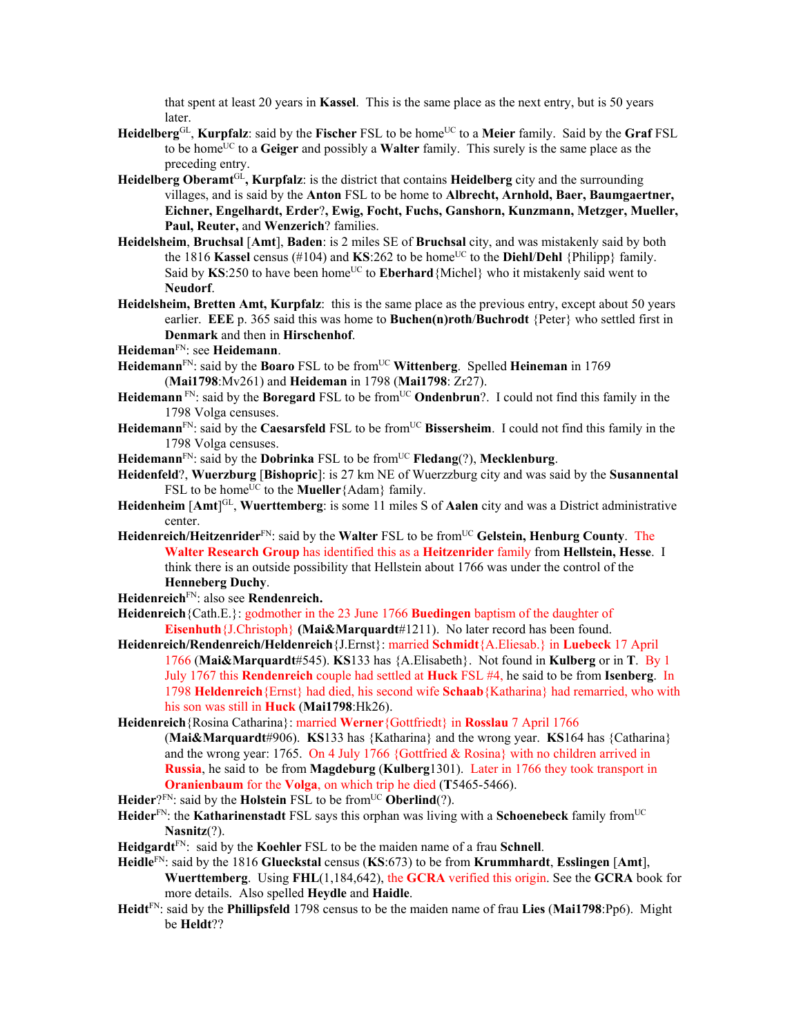that spent at least 20 years in **Kassel**. This is the same place as the next entry, but is 50 years later.

**Heidelberg**[GL], **Kurpfalz**: said by the **Fischer** FSL to be home[UC] to a **Meier** family. Said by the **Graf** FSL to be home[UC] to a **Geiger** and possibly a **Walter** family. This surely is the same place as the preceding entry.

**Heidelberg Oberamt**[GL]**, Kurpfalz**: is the district that contains **Heidelberg** city and the surrounding villages, and is said by the **Anton** FSL to be home to **Albrecht, Arnhold, Baer, Baumgaertner, Eichner, Engelhardt, Erder**?**, Ewig, Focht, Fuchs, Ganshorn, Kunzmann, Metzger, Mueller, Paul, Reuter,** and **Wenzerich**? families.

**Heidelsheim**, **Bruchsal** [**Amt**], **Baden**: is 2 miles SE of **Bruchsal** city, and was mistakenly said by both the 1816 **Kassel** census (#104) and **KS**:262 to be home[UC] to the **Diehl/Dehl** {Philipp} family. Said by **KS**:250 to have been home[UC] to **Eberhard**{Michel} who it mistakenly said went to **Neudorf**.

**Heidelsheim, Bretten Amt, Kurpfalz**: this is the same place as the previous entry, except about 50 years earlier. **EEE** p. 365 said this was home to **Buchen(n)roth**/**Buchrodt** {Peter} who settled first in **Denmark** and then in **Hirschenhof**.

**Heideman**[FN]: see **Heidemann**.

**Heidemann**[FN]: said by the **Boaro** FSL to be from[UC] **Wittenberg**. Spelled **Heineman** in 1769 (**Mai1798**:Mv261) and **Heideman** in 1798 (**Mai1798**: Zr27).

**Heidemann** [FN]: said by the **Boregard** FSL to be from[UC] **Ondenbrun**?. I could not find this family in the 1798 Volga censuses.

**Heidemann**[FN]: said by the **Caesarsfeld** FSL to be from[UC] **Bissersheim**. I could not find this family in the 1798 Volga censuses.

**Heidemann**[FN]: said by the **Dobrinka** FSL to be from[UC] **Fledang**(?), **Mecklenburg**.

**Heidenfeld**?, **Wuerzburg** [**Bishopric**]: is 27 km NE of Wuerzzburg city and was said by the **Susannental** FSL to be home[UC] to the **Mueller**{Adam} family.

**Heidenheim** [**Amt**][GL], **Wuerttemberg**: is some 11 miles S of **Aalen** city and was a District administrative center.

**Heidenreich/Heitzenrider**[FN]: said by the **Walter** FSL to be from[UC] **Gelstein, Henburg County**. The **Walter Research Group** has identified this as a **Heitzenrider** family from **Hellstein, Hesse**. I think there is an outside possibility that Hellstein about 1766 was under the control of the **Henneberg Duchy**.

**Heidenreich**[FN]: also see **Rendenreich.**

**Heidenreich**{Cath.E.}: godmother in the 23 June 1766 **Buedingen** baptism of the daughter of **Eisenhuth**{J.Christoph} **(Mai&Marquardt**#1211). No later record has been found.

**Heidenreich/Rendenreich/Heldenreich**{J.Ernst}: married **Schmidt**{A.Eliesab.} in **Luebeck** 17 April 1766 (**Mai&Marquardt**#545). **KS**133 has {A.Elisabeth}. Not found in **Kulberg** or in **T**. By 1 July 1767 this **Rendenreich** couple had settled at **Huck** FSL #4, he said to be from **Isenberg**. In 1798 **Heldenreich**{Ernst} had died, his second wife **Schaab**{Katharina} had remarried, who with his son was still in **Huck** (**Mai1798**:Hk26).

**Heidenreich**{Rosina Catharina}: married **Werner**{Gottfriedt} in **Rosslau** 7 April 1766 (**Mai&Marquardt**#906). **KS**133 has {Katharina} and the wrong year. **KS**164 has {Catharina} and the wrong year: 1765. On 4 July 1766 {Gottfried & Rosina} with no children arrived in **Russia**, he said to be from **Magdeburg** (**Kulberg**1301). Later in 1766 they took transport in **Oranienbaum** for the **Volga**, on which trip he died (**T**5465-5466).

**Heider**?[FN]: said by the **Holstein** FSL to be from[UC] **Oberlind**(?).

**Heider**[FN]: the **Katharinenstadt** FSL says this orphan was living with a **Schoenebeck** family from[UC] **Nasnitz**(?).

**Heidgardt**[FN]: said by the **Koehler** FSL to be the maiden name of a frau **Schnell**.

**Heidle**[FN]: said by the 1816 **Glueckstal** census (**KS**:673) to be from **Krummhardt**, **Esslingen** [**Amt**], **Wuerttemberg**. Using **FHL**(1,184,642), the **GCRA** verified this origin. See the **GCRA** book for more details. Also spelled **Heydle** and **Haidle**.

**Heidt**[FN]: said by the **Phillipsfeld** 1798 census to be the maiden name of frau **Lies** (**Mai1798**:Pp6). Might be **Heldt**??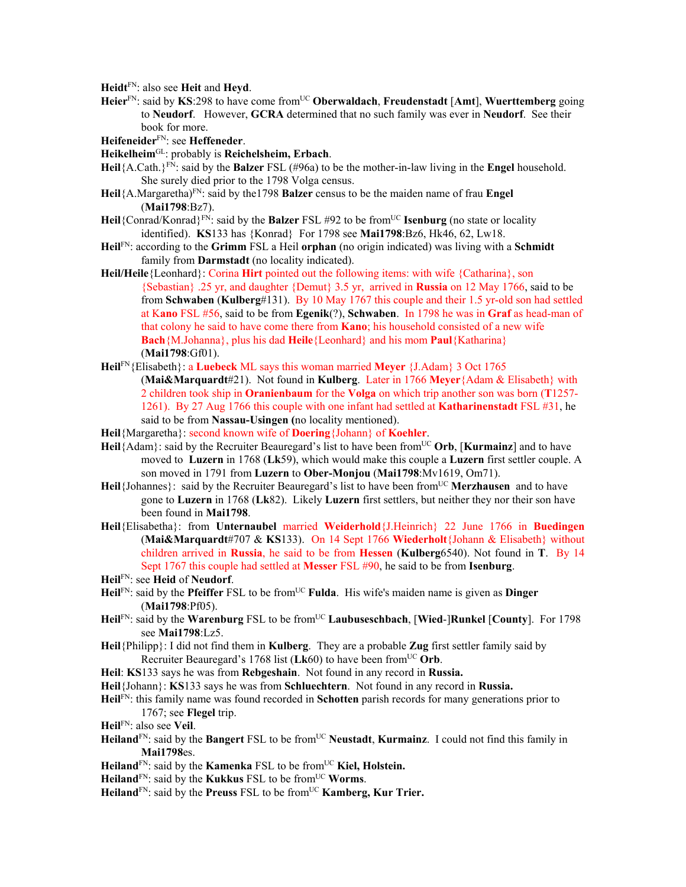**Heidt**[FN]: also see **Heit** and **Heyd**.

**Heier**[FN]: said by **KS**:298 to have come from[UC] **Oberwaldach**, **Freudenstadt** [**Amt**], **Wuerttemberg** going to **Neudorf**. However, **GCRA** determined that no such family was ever in **Neudorf**. See their book for more.

**Heifeneider**[FN]: see **Heffeneder**.

**Heikelheim**[GL]: probably is **Reichelsheim, Erbach**.

**Heil**{A.Cath.}[FN]: said by the **Balzer** FSL (#96a) to be the mother-in-law living in the **Engel** household. She surely died prior to the 1798 Volga census.

**Heil**{A.Margaretha)[FN]: said by the1798 **Balzer** census to be the maiden name of frau **Engel** (**Mai1798**:Bz7).

**Heil**{Conrad/Konrad}[FN]: said by the **Balzer** FSL #92 to be from[UC] **Isenburg** (no state or locality identified). **KS**133 has {Konrad} For 1798 see **Mai1798**:Bz6, Hk46, 62, Lw18.

**Heil**[FN]: according to the **Grimm** FSL a Heil **orphan** (no origin indicated) was living with a **Schmidt** family from **Darmstadt** (no locality indicated).

**Heil/Heile**{Leonhard}: Corina **Hirt** pointed out the following items: with wife {Catharina}, son {Sebastian} .25 yr, and daughter {Demut} 3.5 yr, arrived in **Russia** on 12 May 1766, said to be from **Schwaben** (**Kulberg**#131). By 10 May 1767 this couple and their 1.5 yr-old son had settled at **Kano** FSL #56, said to be from **Egenik**(?), **Schwaben**. In 1798 he was in **Graf** as head-man of that colony he said to have come there from **Kano**; his household consisted of a new wife **Bach**{M.Johanna}, plus his dad **Heile**{Leonhard} and his mom **Paul**{Katharina} (**Mai1798**:Gf01).

**Heil**[FN]{Elisabeth}: a **Luebeck** ML says this woman married **Meyer** {J.Adam} 3 Oct 1765 (**Mai&Marquardt**#21). Not found in **Kulberg**. Later in 1766 **Meyer**{Adam & Elisabeth} with 2 children took ship in **Oranienbaum** for the **Volga** on which trip another son was born (**T**1257-1261). By 27 Aug 1766 this couple with one infant had settled at **Katharinenstadt** FSL #31, he said to be from **Nassau-Usingen (**no locality mentioned).

**Heil**{Margaretha}: second known wife of **Doering**{Johann} of **Koehler**.

**Heil**{Adam}: said by the Recruiter Beauregard's list to have been from[UC] **Orb**, [**Kurmainz**] and to have moved to **Luzern** in 1768 (**Lk**59), which would make this couple a **Luzern** first settler couple. A son moved in 1791 from **Luzern** to **Ober-Monjou** (**Mai1798**:Mv1619, Om71).

**Heil**{Johannes}: said by the Recruiter Beauregard's list to have been from[UC] **Merzhausen** and to have gone to **Luzern** in 1768 (**Lk**82). Likely **Luzern** first settlers, but neither they nor their son have been found in **Mai1798**.

**Heil**{Elisabetha}: from **Unternaubel** married **Weiderhold**{J.Heinrich} 22 June 1766 in **Buedingen** (**Mai&Marquardt**#707 & **KS**133). On 14 Sept 1766 **Wiederholt**{Johann & Elisabeth} without children arrived in **Russia**, he said to be from **Hessen** (**Kulberg**6540). Not found in **T**. By 14 Sept 1767 this couple had settled at **Messer** FSL #90, he said to be from **Isenburg**.

**Heil**[FN]: see **Heid** of **Neudorf**.

**Heil**[FN]: said by the **Pfeiffer** FSL to be from[UC] **Fulda**. His wife's maiden name is given as **Dinger** (**Mai1798**:Pf05).

**Heil**[FN]: said by the **Warenburg** FSL to be from[UC] **Laubuseschbach**, [**Wied**-]**Runkel** [**County**]. For 1798 see **Mai1798**:Lz5.

**Heil**{Philipp}: I did not find them in **Kulberg**. They are a probable **Zug** first settler family said by Recruiter Beauregard's 1768 list (**Lk**60) to have been from[UC] **Orb**.

**Heil**: **KS**133 says he was from **Rebgeshain**. Not found in any record in **Russia.**

**Heil**{Johann}: **KS**133 says he was from **Schluechtern**. Not found in any record in **Russia.**

**Heil**[FN]: this family name was found recorded in **Schotten** parish records for many generations prior to 1767; see **Flegel** trip.

**Heil**[FN]: also see **Veil**.

**Heiland**[FN]: said by the **Bangert** FSL to be from[UC] **Neustadt**, **Kurmainz**. I could not find this family in **Mai1798**es.

**Heiland**[FN]: said by the **Kamenka** FSL to be from[UC] **Kiel, Holstein.**

**Heiland**[FN]: said by the **Kukkus** FSL to be from[UC] **Worms**.

**Heiland**[FN]: said by the **Preuss** FSL to be from[UC] **Kamberg, Kur Trier.**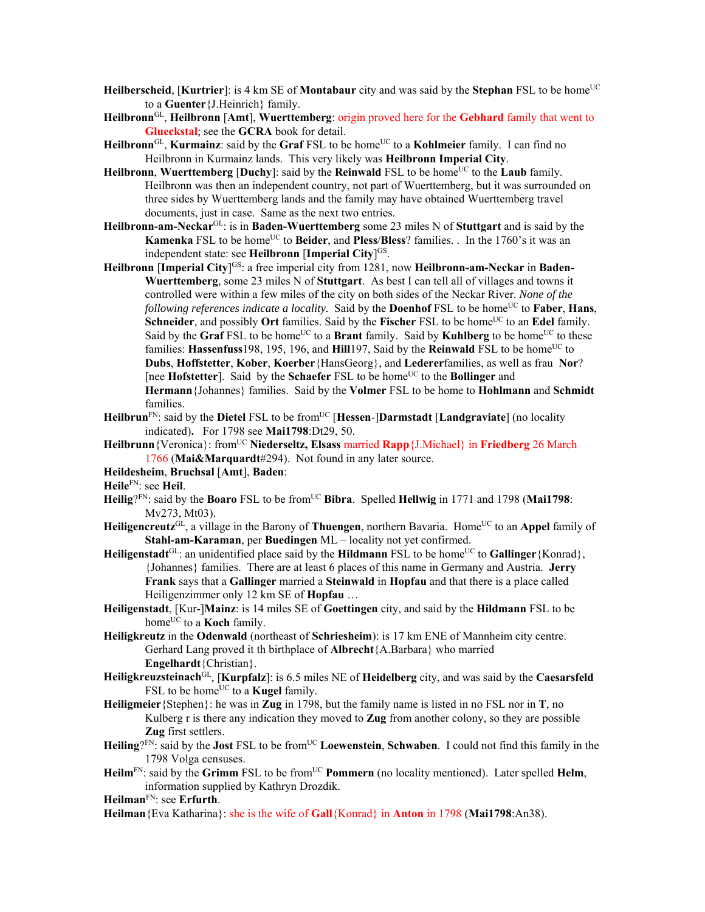**Heilberscheid**, [**Kurtrier**]: is 4 km SE of **Montabaur** city and was said by the **Stephan** FSL to be home[UC] to a **Guenter**{J.Heinrich} family.

**Heilbronn**[GL], **Heilbronn** [**Amt**], **Wuerttemberg**: origin proved here for the **Gebhard** family that went to **Glueckstal**; see the **GCRA** book for detail.

**Heilbronn**[GL], **Kurmainz**: said by the **Graf** FSL to be home[UC] to a **Kohlmeier** family. I can find no Heilbronn in Kurmainz lands. This very likely was **Heilbronn Imperial City**.

**Heilbronn**, **Wuerttemberg** [**Duchy**]: said by the **Reinwald** FSL to be home[UC] to the **Laub** family. Heilbronn was then an independent country, not part of Wuerttemberg, but it was surrounded on three sides by Wuerttemberg lands and the family may have obtained Wuerttemberg travel documents, just in case. Same as the next two entries.

**Heilbronn-am-Neckar**[GL]: is in **Baden-Wuerttemberg** some 23 miles N of **Stuttgart** and is said by the **Kamenka** FSL to be home[UC] to **Beider**, and **Pless**/**Bless**? families. . In the 1760's it was an independent state: see **Heilbronn** [**Imperial City**][GS].

**Heilbronn** [**Imperial City**][GS]: a free imperial city from 1281, now **Heilbronn-am-Neckar** in **Baden-Wuerttemberg**, some 23 miles N of **Stuttgart**. As best I can tell all of villages and towns it controlled were within a few miles of the city on both sides of the Neckar River. *None of the following references indicate a locality.* Said by the **Doenhof** FSL to be home[UC] to **Faber**, **Hans**, **Schneider**, and possibly **Ort** families. Said by the **Fischer** FSL to be home[UC] to an **Edel** family. Said by the **Graf** FSL to be home[UC] to a **Brant** family. Said by **Kuhlberg** to be home[UC] to these families: **Hassenfuss**198, 195, 196, and **Hill**197, Said by the **Reinwald** FSL to be home[UC] to **Dubs**, **Hoffstetter**, **Kober**, **Koerber**{HansGeorg}, and **Ledererfamilies**, as well as frau **Nor**? [nee **Hofstetter**]. Said by the **Schaefer** FSL to be home[UC] to the **Bollinger** and **Hermann**{Johannes} families. Said by the **Volmer** FSL to be home to **Hohlmann** and **Schmidt** families.

**Heilbrun**[FN]: said by the **Dietel** FSL to be from[UC] [**Hessen-**]**Darmstadt** [**Landgraviate**] (no locality indicated)**.** For 1798 see **Mai1798**:Dt29, 50.

**Heilbrunn**{Veronica}: from[UC] **Niederseltz, Elsass** married **Rapp**{J.Michael} in **Friedberg** 26 March 1766 (**Mai&Marquardt**#294). Not found in any later source.

**Heildesheim**, **Bruchsal** [**Amt**], **Baden**:

**Heile**[FN]: see **Heil**.

**Heilig**?[FN]: said by the **Boaro** FSL to be from[UC] **Bibra**. Spelled **Hellwig** in 1771 and 1798 (**Mai1798**: Mv273, Mt03).

**Heiligencreutz**[GL], a village in the Barony of **Thuengen**, northern Bavaria. Home[UC] to an **Appel** family of **Stahl-am-Karaman**, per **Buedingen** ML – locality not yet confirmed.

**Heiligenstadt**[GL]: an unidentified place said by the **Hildmann** FSL to be home[UC] to **Gallinger**{Konrad}, {Johannes} families. There are at least 6 places of this name in Germany and Austria. **Jerry Frank** says that a **Gallinger** married a **Steinwald** in **Hopfau** and that there is a place called Heiligenzimmer only 12 km SE of **Hopfau** …

**Heiligenstadt**, [Kur-]**Mainz**: is 14 miles SE of **Goettingen** city, and said by the **Hildmann** FSL to be home[UC] to a **Koch** family.

**Heiligkreutz** in the **Odenwald** (northeast of **Schriesheim**): is 17 km ENE of Mannheim city centre. Gerhard Lang proved it th birthplace of **Albrecht**{A.Barbara} who married **Engelhardt**{Christian}.

**Heiligkreuzsteinach**[GL], [**Kurpfalz**]: is 6.5 miles NE of **Heidelberg** city, and was said by the **Caesarsfeld** FSL to be home[UC] to a **Kugel** family.

**Heiligmeier**{Stephen}: he was in **Zug** in 1798, but the family name is listed in no FSL nor in **T**, no Kulberg r is there any indication they moved to **Zug** from another colony, so they are possible **Zug** first settlers.

**Heiling**?[FN]: said by the **Jost** FSL to be from[UC] **Loewenstein**, **Schwaben**. I could not find this family in the 1798 Volga censuses.

**Heilm**[FN]: said by the **Grimm** FSL to be from[UC] **Pommern** (no locality mentioned). Later spelled **Helm**, information supplied by Kathryn Drozdik.

**Heilman**[FN]: see **Erfurth**.

**Heilman**{Eva Katharina}: she is the wife of **Gall**{Konrad} in **Anton** in 1798 (**Mai1798**:An38).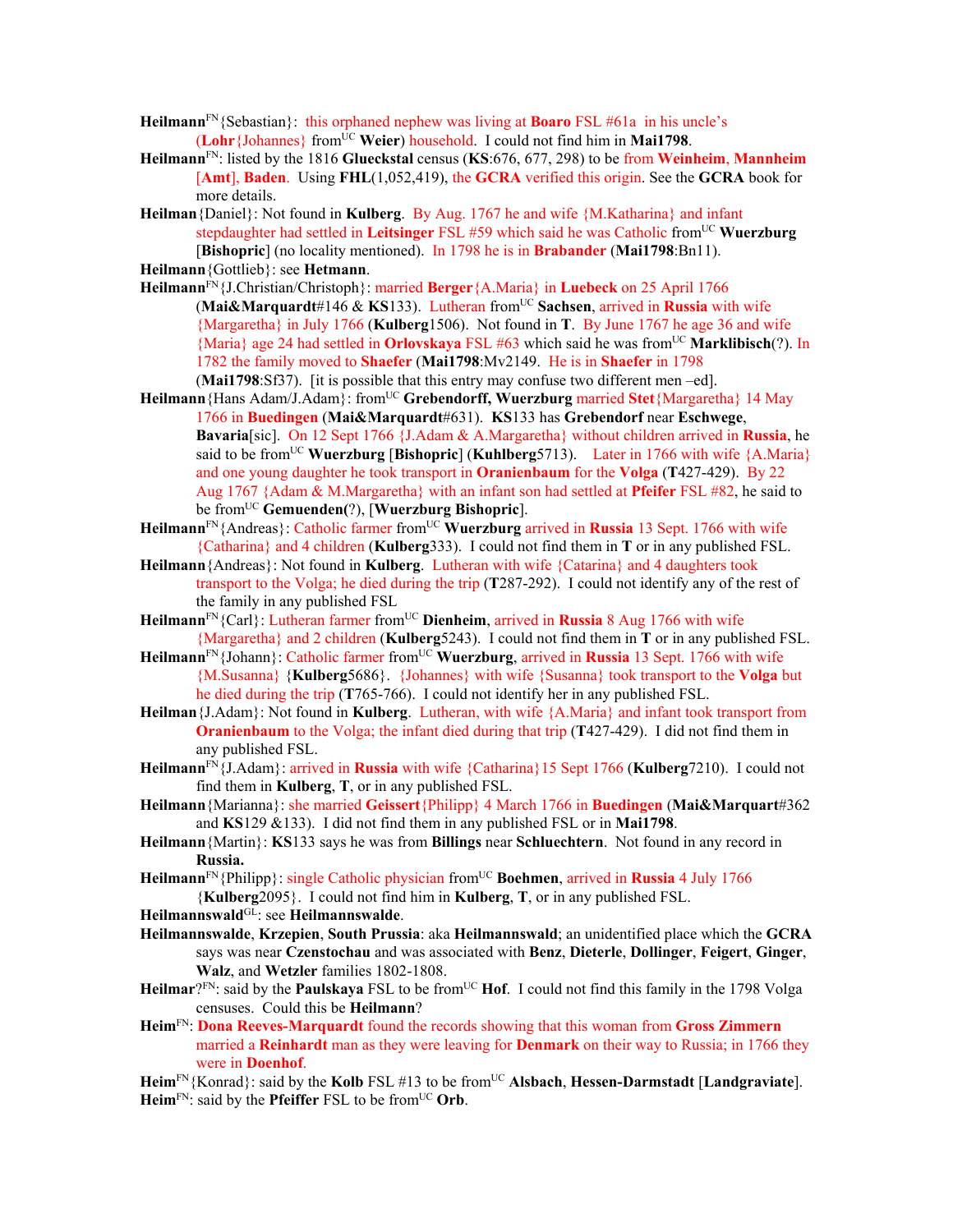**Heilmann**FN{Sebastian}: this orphaned nephew was living at **Boaro** FSL #61a in his uncle's (**Lohr**{Johannes} fromUC **Weier**) household. I could not find him in **Mai1798**.

**Heilmann**FN: listed by the 1816 **Glueckstal** census (**KS**:676, 677, 298) to be from **Weinheim**, **Mannheim** [**Amt**], **Baden**. Using **FHL**(1,052,419), the **GCRA** verified this origin. See the **GCRA** book for more details.

**Heilman**{Daniel}: Not found in **Kulberg**. By Aug. 1767 he and wife {M.Katharina} and infant stepdaughter had settled in **Leitsinger** FSL #59 which said he was Catholic fromUC **Wuerzburg** [**Bishopric**] (no locality mentioned). In 1798 he is in **Brabander** (**Mai1798**:Bn11).

**Heilmann**{Gottlieb}: see **Hetmann**.

**Heilmann**FN{J.Christian/Christoph}: married **Berger**{A.Maria} in **Luebeck** on 25 April 1766 (**Mai&Marquardt**#146 & **KS**133). Lutheran fromUC **Sachsen**, arrived in **Russia** with wife {Margaretha} in July 1766 (**Kulberg**1506). Not found in **T**. By June 1767 he age 36 and wife {Maria} age 24 had settled in **Orlovskaya** FSL #63 which said he was fromUC **Marklibisch**(?). In 1782 the family moved to **Shaefer** (**Mai1798**:Mv2149. He is in **Shaefer** in 1798 (**Mai1798**:Sf37). [it is possible that this entry may confuse two different men –ed].

**Heilmann**{Hans Adam/J.Adam}: fromUC **Grebendorff, Wuerzburg** married **Stet**{Margaretha} 14 May 1766 in **Buedingen** (**Mai&Marquardt**#631). **KS**133 has **Grebendorf** near **Eschwege**, **Bavaria**[sic]. On 12 Sept 1766 {J.Adam & A.Margaretha} without children arrived in **Russia**, he said to be fromUC **Wuerzburg** [**Bishopric**] (**Kuhlberg**5713). Later in 1766 with wife {A.Maria} and one young daughter he took transport in **Oranienbaum** for the **Volga** (**T**427-429). By 22 Aug 1767 {Adam & M.Margaretha} with an infant son had settled at **Pfeifer** FSL #82, he said to be fromUC **Gemuenden**(?), [**Wuerzburg Bishopric**].

**Heilmann**FN{Andreas}: Catholic farmer fromUC **Wuerzburg** arrived in **Russia** 13 Sept. 1766 with wife {Catharina} and 4 children (**Kulberg**333). I could not find them in **T** or in any published FSL.

**Heilmann**{Andreas}: Not found in **Kulberg**. Lutheran with wife {Catarina} and 4 daughters took transport to the Volga; he died during the trip (**T**287-292). I could not identify any of the rest of the family in any published FSL

**Heilmann**FN{Carl}: Lutheran farmer fromUC **Dienheim**, arrived in **Russia** 8 Aug 1766 with wife {Margaretha} and 2 children (**Kulberg**5243). I could not find them in **T** or in any published FSL.

**Heilmann**FN{Johann}: Catholic farmer fromUC **Wuerzburg**, arrived in **Russia** 13 Sept. 1766 with wife {M.Susanna} {**Kulberg**5686}. {Johannes} with wife {Susanna} took transport to the **Volga** but he died during the trip (**T**765-766). I could not identify her in any published FSL.

**Heilman**{J.Adam}: Not found in **Kulberg**. Lutheran, with wife {A.Maria} and infant took transport from **Oranienbaum** to the Volga; the infant died during that trip (**T**427-429). I did not find them in any published FSL.

**Heilmann**FN{J.Adam}: arrived in **Russia** with wife {Catharina}15 Sept 1766 (**Kulberg**7210). I could not find them in **Kulberg**, **T**, or in any published FSL.

**Heilmann**{Marianna}: she married **Geissert**{Philipp} 4 March 1766 in **Buedingen** (**Mai&Marquart**#362 and **KS**129 &133). I did not find them in any published FSL or in **Mai1798**.

**Heilmann**{Martin}: **KS**133 says he was from **Billings** near **Schluechtern**. Not found in any record in **Russia.**

**Heilmann**FN{Philipp}: single Catholic physician fromUC **Boehmen**, arrived in **Russia** 4 July 1766 {**Kulberg**2095}. I could not find him in **Kulberg**, **T**, or in any published FSL.

**Heilmannswald**GL: see **Heilmannswalde**.

**Heilmannswalde**, **Krzepien**, **South Prussia**: aka **Heilmannswald**; an unidentified place which the **GCRA** says was near **Czenstochau** and was associated with **Benz**, **Dieterle**, **Dollinger**, **Feigert**, **Ginger**, **Walz**, and **Wetzler** families 1802-1808.

**Heilmar**?FN: said by the **Paulskaya** FSL to be fromUC **Hof**. I could not find this family in the 1798 Volga censuses. Could this be **Heilmann**?

**Heim**FN: **Dona Reeves-Marquardt** found the records showing that this woman from **Gross Zimmern** married a **Reinhardt** man as they were leaving for **Denmark** on their way to Russia; in 1766 they were in **Doenhof**.

**Heim**FN{Konrad}: said by the **Kolb** FSL #13 to be fromUC **Alsbach**, **Hessen-Darmstadt** [**Landgraviate**].

**Heim**FN: said by the **Pfeiffer** FSL to be fromUC **Orb**.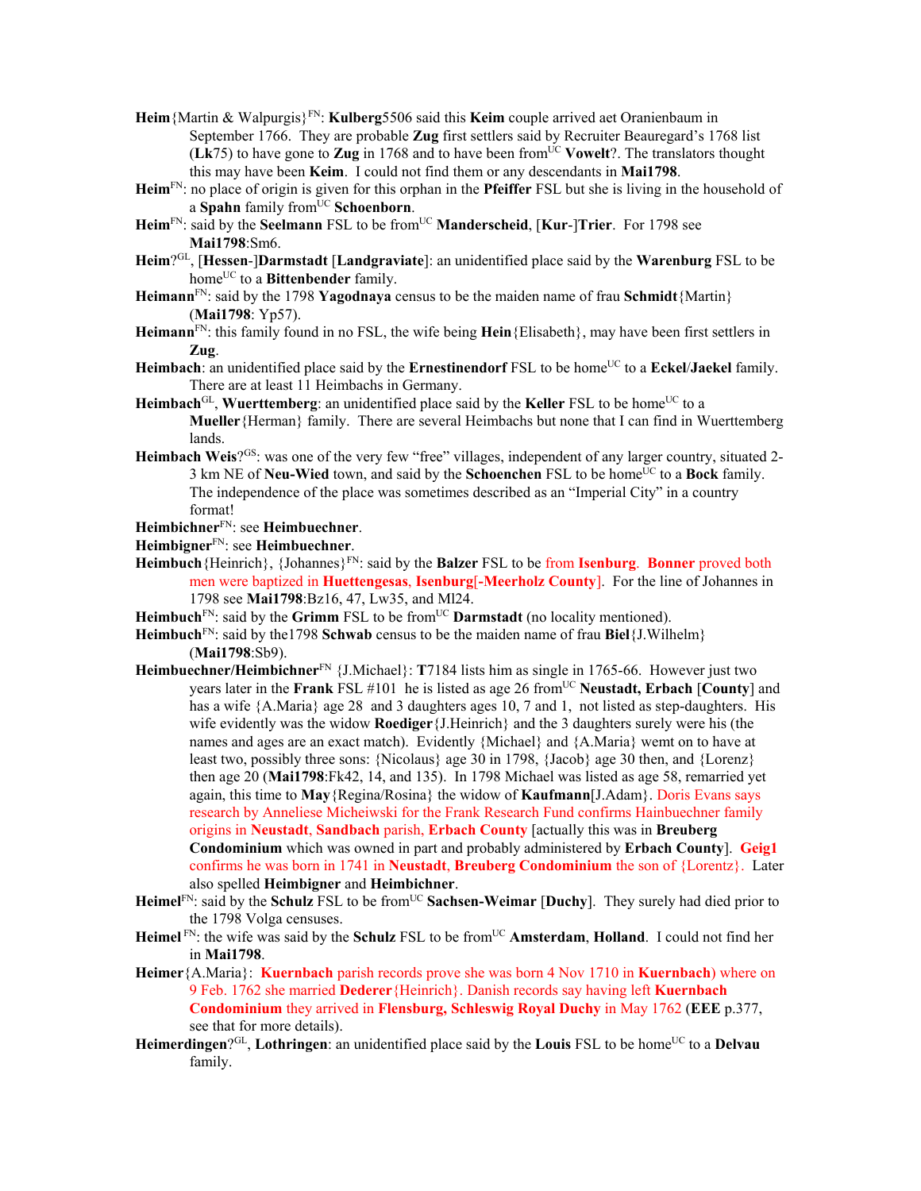**Heim**{Martin & Walpurgis}[FN]: **Kulberg**5506 said this **Keim** couple arrived aet Oranienbaum in September 1766. They are probable **Zug** first settlers said by Recruiter Beauregard's 1768 list (**Lk**75) to have gone to **Zug** in 1768 and to have been from[UC] **Vowelt**?. The translators thought this may have been **Keim**. I could not find them or any descendants in **Mai1798**.

**Heim**[FN]: no place of origin is given for this orphan in the **Pfeiffer** FSL but she is living in the household of a **Spahn** family from[UC] **Schoenborn**.

**Heim**[FN]: said by the **Seelmann** FSL to be from[UC] **Manderscheid**, [**Kur**-]**Trier**. For 1798 see **Mai1798**:Sm6.

**Heim**?[GL], [**Hessen**-]**Darmstadt** [**Landgraviate**]: an unidentified place said by the **Warenburg** FSL to be home[UC] to a **Bittenbender** family.

**Heimann**[FN]: said by the 1798 **Yagodnaya** census to be the maiden name of frau **Schmidt**{Martin} (**Mai1798**: Yp57).

**Heimann**[FN]: this family found in no FSL, the wife being **Hein**{Elisabeth}, may have been first settlers in **Zug**.

**Heimbach**: an unidentified place said by the **Ernestinendorf** FSL to be home[UC] to a **Eckel**/**Jaekel** family. There are at least 11 Heimbachs in Germany.

**Heimbach**[GL], **Wuerttemberg**: an unidentified place said by the **Keller** FSL to be home[UC] to a **Mueller**{Herman} family. There are several Heimbachs but none that I can find in Wuerttemberg lands.

**Heimbach Weis**?[GS]: was one of the very few "free" villages, independent of any larger country, situated 2-3 km NE of **Neu-Wied** town, and said by the **Schoenchen** FSL to be home[UC] to a **Bock** family. The independence of the place was sometimes described as an "Imperial City" in a country format!

**Heimbichner**[FN]: see **Heimbuechner**.

**Heimbigner**[FN]: see **Heimbuechner**.

**Heimbuch**{Heinrich}, {Johannes}[FN]: said by the **Balzer** FSL to be from **Isenburg**. **Bonner** proved both men were baptized in **Huettengesas**, **Isenburg**[-**Meerholz County**]. For the line of Johannes in 1798 see **Mai1798**:Bz16, 47, Lw35, and Ml24.

**Heimbuch**[FN]: said by the **Grimm** FSL to be from[UC] **Darmstadt** (no locality mentioned).

**Heimbuch**[FN]: said by the1798 **Schwab** census to be the maiden name of frau **Biel**{J.Wilhelm} (**Mai1798**:Sb9).

**Heimbuechner/Heimbichner**[FN] {J.Michael}: **T**7184 lists him as single in 1765-66. However just two years later in the **Frank** FSL #101 he is listed as age 26 from[UC] **Neustadt, Erbach** [**County**] and has a wife {A.Maria} age 28 and 3 daughters ages 10, 7 and 1, not listed as step-daughters. His wife evidently was the widow **Roediger**{J.Heinrich} and the 3 daughters surely were his (the names and ages are an exact match). Evidently {Michael} and {A.Maria} wemt on to have at least two, possibly three sons: {Nicolaus} age 30 in 1798, {Jacob} age 30 then, and {Lorenz} then age 20 (**Mai1798**:Fk42, 14, and 135). In 1798 Michael was listed as age 58, remarried yet again, this time to **May**{Regina/Rosina} the widow of **Kaufmann**[J.Adam}. Doris Evans says research by Anneliese Micheiwski for the Frank Research Fund confirms Hainbuechner family origins in **Neustadt**, **Sandbach** parish, **Erbach County** [actually this was in **Breuberg Condominium** which was owned in part and probably administered by **Erbach County**]. **Geig1** confirms he was born in 1741 in **Neustadt**, **Breuberg Condominium** the son of {Lorentz}. Later also spelled **Heimbigner** and **Heimbichner**.

**Heimel**[FN]: said by the **Schulz** FSL to be from[UC] **Sachsen-Weimar** [**Duchy**]. They surely had died prior to the 1798 Volga censuses.

**Heimel** [FN]: the wife was said by the **Schulz** FSL to be from[UC] **Amsterdam**, **Holland**. I could not find her in **Mai1798**.

**Heimer**{A.Maria}: **Kuernbach** parish records prove she was born 4 Nov 1710 in **Kuernbach**) where on 9 Feb. 1762 she married **Dederer**{Heinrich}. Danish records say having left **Kuernbach Condominium** they arrived in **Flensburg, Schleswig Royal Duchy** in May 1762 (**EEE** p.377, see that for more details).

**Heimerdingen**?[GL], **Lothringen**: an unidentified place said by the **Louis** FSL to be home[UC] to a **Delvau** family.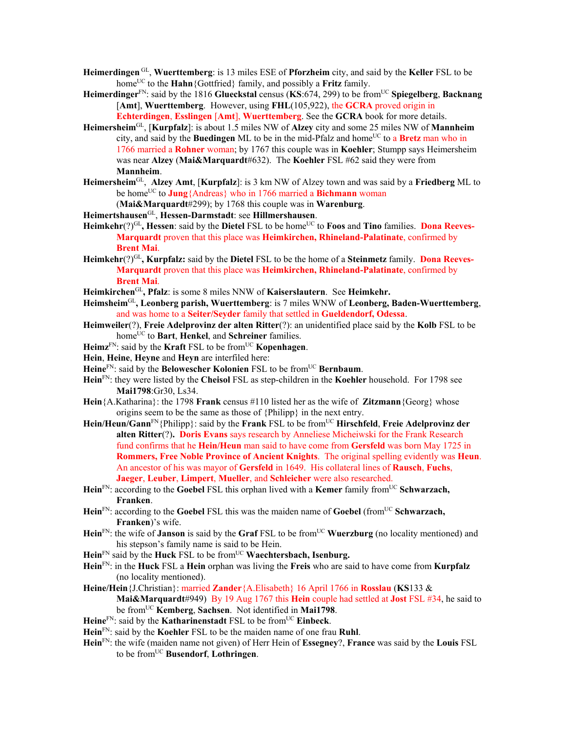**Heimerdingen** GL, **Wuerttemberg**: is 13 miles ESE of **Pforzheim** city, and said by the **Keller** FSL to be home[UC] to the **Hahn**{Gottfried} family, and possibly a **Fritz** family.

**Heimerdinger**[FN]: said by the 1816 **Glueckstal** census (**KS**:674, 299) to be from[UC] **Spiegelberg**, **Backnang** [**Amt**], **Wuerttemberg**. However, using **FHL**(105,922), the **GCRA** proved origin in **Echterdingen**, **Esslingen** [**Amt**], **Wuerttemberg**. See the **GCRA** book for more details.

**Heimersheim**GL, [**Kurpfalz**]: is about 1.5 miles NW of **Alzey** city and some 25 miles NW of **Mannheim** city, and said by the **Buedingen** ML to be in the mid-Pfalz and home[UC] to a **Bretz** man who in 1766 married a **Rohner** woman; by 1767 this couple was in **Koehler**; Stumpp says Heimersheim was near **Alzey** (**Mai&Marquardt**#632). The **Koehler** FSL #62 said they were from **Mannheim**.

**Heimersheim**GL, **Alzey Amt**, [**Kurpfalz**]: is 3 km NW of Alzey town and was said by a **Friedberg** ML to be home[UC] to **Jung**{Andreas} who in 1766 married a **Bichmann** woman (**Mai&Marquardt**#299); by 1768 this couple was in **Warenburg**.

**Heimertshausen**GL, **Hessen-Darmstadt**: see **Hillmershausen**.

**Heimkehr**(?)GL**, Hessen**: said by the **Dietel** FSL to be home[UC] to **Foos** and **Tino** families. **Dona Reeves-Marquardt** proven that this place was **Heimkirchen, Rhineland-Palatinate**, confirmed by **Brent Mai**.

**Heimkehr**(?)GL**, Kurpfalz:** said by the **Dietel** FSL to be the home of a **Steinmetz** family. **Dona Reeves-Marquardt** proven that this place was **Heimkirchen, Rhineland-Palatinate**, confirmed by **Brent Mai**.

**Heimkirchen**GL**, Pfalz**: is some 8 miles NNW of **Kaiserslautern**. See **Heimkehr.**

**Heimsheim**GL**, Leonberg parish, Wuerttemberg**: is 7 miles WNW of **Leonberg, Baden-Wuerttemberg**, and was home to a **Seiter/Seyder** family that settled in **Gueldendorf, Odessa**.

**Heimweiler**(?), **Freie Adelprovinz der alten Ritter**(?): an unidentified place said by the **Kolb** FSL to be home[UC] to **Bart**, **Henkel**, and **Schreiner** families.

**Heimz**[FN]: said by the **Kraft** FSL to be from[UC] **Kopenhagen**.

**Hein**, **Heine**, **Heyne** and **Heyn** are interfiled here:

**Heine**[FN]: said by the **Belowescher Kolonien** FSL to be from[UC] **Bernbaum**.

**Hein**[FN]: they were listed by the **Cheisol** FSL as step-children in the **Koehler** household. For 1798 see **Mai1798**:Gr30, Ls34.

**Hein**{A.Katharina}: the 1798 **Frank** census #110 listed her as the wife of **Zitzmann**{Georg} whose origins seem to be the same as those of {Philipp} in the next entry.

**Hein/Heun/Gann**[FN]{Philipp}: said by the **Frank** FSL to be from[UC] **Hirschfeld**, **Freie Adelprovinz der alten Ritter**(?)**. Doris Evans** says research by Anneliese Micheiwski for the Frank Research fund confirms that he **Hein/Heun** man said to have come from **Gersfeld** was born May 1725 in **Rommers, Free Noble Province of Ancient Knights**. The original spelling evidently was **Heun**. An ancestor of his was mayor of **Gersfeld** in 1649. His collateral lines of **Rausch**, **Fuchs**, **Jaeger**, **Leuber**, **Limpert**, **Mueller**, and **Schleicher** were also researched.

**Hein**[FN]: according to the **Goebel** FSL this orphan lived with a **Kemer** family from[UC] **Schwarzach, Franken**.

**Hein**[FN]: according to the **Goebel** FSL this was the maiden name of **Goebel** (from[UC] **Schwarzach, Franken**)'s wife.

**Hein**[FN]: the wife of **Janson** is said by the **Graf** FSL to be from[UC] **Wuerzburg** (no locality mentioned) and his stepson's family name is said to be Hein.

**Hein**[FN] said by the **Huck** FSL to be from[UC] **Waechtersbach, Isenburg.**

**Hein**[FN]: in the **Huck** FSL a **Hein** orphan was living the **Freis** who are said to have come from **Kurpfalz** (no locality mentioned).

**Heine/Hein**{J.Christian}: married **Zander**{A.Elisabeth} 16 April 1766 in **Rosslau** (**KS**133 & **Mai&Marquardt**#949) By 19 Aug 1767 this **Hein** couple had settled at **Jost** FSL #34, he said to be from[UC] **Kemberg**, **Sachsen**. Not identified in **Mai1798**.

**Heine**[FN]: said by the **Katharinenstadt** FSL to be from[UC] **Einbeck**.

**Hein**[FN]: said by the **Koehler** FSL to be the maiden name of one frau **Ruhl**.

**Hein**[FN]: the wife (maiden name not given) of Herr Hein of **Essegney**?, **France** was said by the **Louis** FSL to be from[UC] **Busendorf**, **Lothringen**.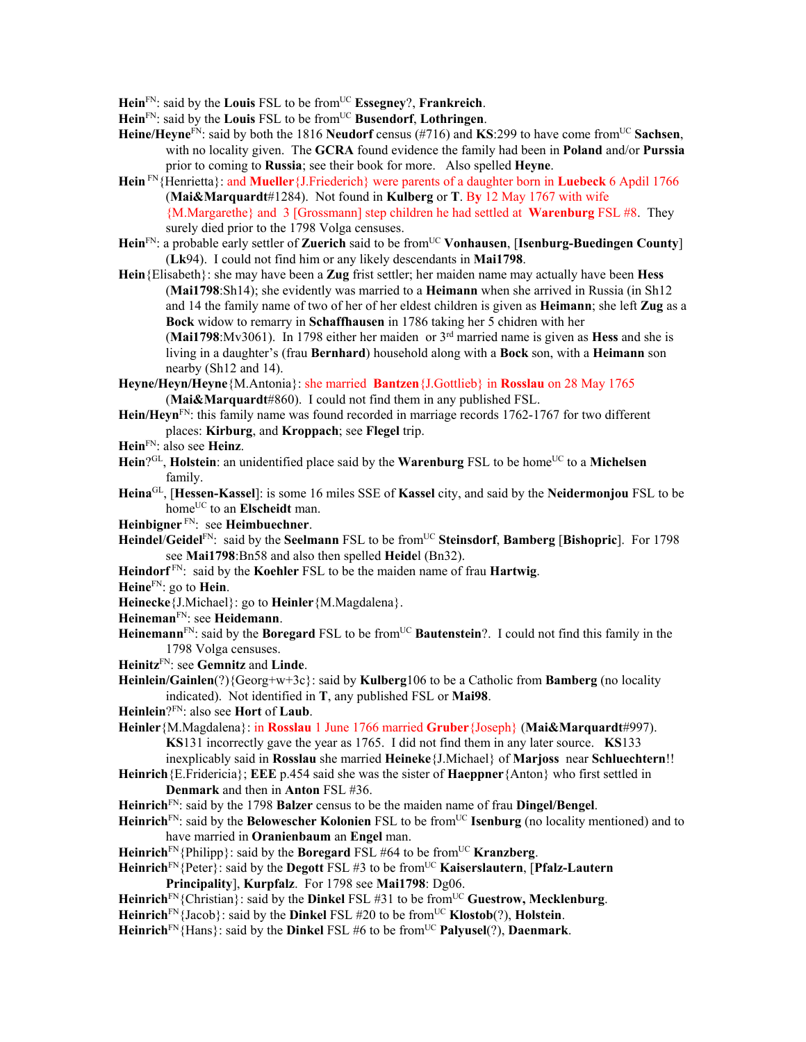**Hein**[FN]: said by the **Louis** FSL to be from[UC] **Essegney**?, **Frankreich**.

**Hein**[FN]: said by the **Louis** FSL to be from[UC] **Busendorf**, **Lothringen**.

**Heine/Heyne**[FN]: said by both the 1816 **Neudorf** census (#716) and **KS**:299 to have come from[UC] **Sachsen**, with no locality given. The **GCRA** found evidence the family had been in **Poland** and/or **Purssia** prior to coming to **Russia**; see their book for more. Also spelled **Heyne**.

**Hein** [FN]{Henrietta}: and **Mueller**{J.Friederich} were parents of a daughter born in **Luebeck** 6 Apdil 1766 (**Mai&Marquardt**#1284). Not found in **Kulberg** or **T**. By 12 May 1767 with wife {M.Margarethe} and 3 [Grossmann] step children he had settled at **Warenburg** FSL #8. They surely died prior to the 1798 Volga censuses.

**Hein**[FN]: a probable early settler of **Zuerich** said to be from[UC] **Vonhausen**, [**Isenburg-Buedingen County**] (**Lk**94). I could not find him or any likely descendants in **Mai1798**.

**Hein**{Elisabeth}: she may have been a **Zug** frist settler; her maiden name may actually have been **Hess** (**Mai1798**:Sh14); she evidently was married to a **Heimann** when she arrived in Russia (in Sh12 and 14 the family name of two of her of her eldest children is given as **Heimann**; she left **Zug** as a **Bock** widow to remarry in **Schaffhausen** in 1786 taking her 5 chidren with her (**Mai1798**:Mv3061). In 1798 either her maiden or 3[rd] married name is given as **Hess** and she is living in a daughter's (frau **Bernhard**) household along with a **Bock** son, with a **Heimann** son nearby (Sh12 and 14).

**Heyne/Heyn/Heyne**{M.Antonia}: she married **Bantzen**{J.Gottlieb} in **Rosslau** on 28 May 1765 (**Mai&Marquardt**#860). I could not find them in any published FSL.

**Hein/Heyn**[FN]: this family name was found recorded in marriage records 1762-1767 for two different places: **Kirburg**, and **Kroppach**; see **Flegel** trip.

**Hein**[FN]: also see **Heinz**.

**Hein**?[GL], **Holstein**: an unidentified place said by the **Warenburg** FSL to be home[UC] to a **Michelsen** family.

**Heina**[GL], [**Hessen-Kassel**]: is some 16 miles SSE of **Kassel** city, and said by the **Neidermonjou** FSL to be home[UC] to an **Elscheidt** man.

**Heinbigner** [FN]: see **Heimbuechner**.

**Heindel/Geidel**[FN]: said by the **Seelmann** FSL to be from[UC] **Steinsdorf**, **Bamberg** [**Bishopric**]. For 1798 see **Mai1798**:Bn58 and also then spelled **Heide**l (Bn32).

**Heindorf** [FN]: said by the **Koehler** FSL to be the maiden name of frau **Hartwig**.

**Heine**[FN]: go to **Hein**.

**Heinecke**{J.Michael}: go to **Heinler**{M.Magdalena}.

**Heineman**[FN]: see **Heidemann**.

**Heinemann**[FN]: said by the **Boregard** FSL to be from[UC] **Bautenstein**?. I could not find this family in the 1798 Volga censuses.

**Heinitz**[FN]: see **Gemnitz** and **Linde**.

**Heinlein/Gainlen**(?){Georg+w+3c}: said by **Kulberg**106 to be a Catholic from **Bamberg** (no locality indicated). Not identified in **T**, any published FSL or **Mai98**.

**Heinlein**?[FN]: also see **Hort** of **Laub**.

**Heinler**{M.Magdalena}: in **Rosslau** 1 June 1766 married **Gruber**{Joseph} (**Mai&Marquardt**#997). **KS**131 incorrectly gave the year as 1765. I did not find them in any later source. **KS**133 inexplicably said in **Rosslau** she married **Heineke**{J.Michael} of **Marjoss** near **Schluechtern**!!

**Heinrich**{E.Fridericia}; **EEE** p.454 said she was the sister of **Haeppner**{Anton} who first settled in **Denmark** and then in **Anton** FSL #36.

**Heinrich**[FN]: said by the 1798 **Balzer** census to be the maiden name of frau **Dingel/Bengel**.

**Heinrich**[FN]: said by the **Belowescher Kolonien** FSL to be from[UC] **Isenburg** (no locality mentioned) and to have married in **Oranienbaum** an **Engel** man.

**Heinrich**[FN]{Philipp}: said by the **Boregard** FSL #64 to be from[UC] **Kranzberg**.

**Heinrich**[FN]{Peter}: said by the **Degott** FSL #3 to be from[UC] **Kaiserslautern**, [**Pfalz-Lautern Principality**], **Kurpfalz**. For 1798 see **Mai1798**: Dg06.

**Heinrich**[FN]{Christian}: said by the **Dinkel** FSL #31 to be from[UC] **Guestrow, Mecklenburg**.

**Heinrich**[FN]{Jacob}: said by the **Dinkel** FSL #20 to be from[UC] **Klostob**(?), **Holstein**.

**Heinrich**[FN]{Hans}: said by the **Dinkel** FSL #6 to be from[UC] **Palyusel**(?), **Daenmark**.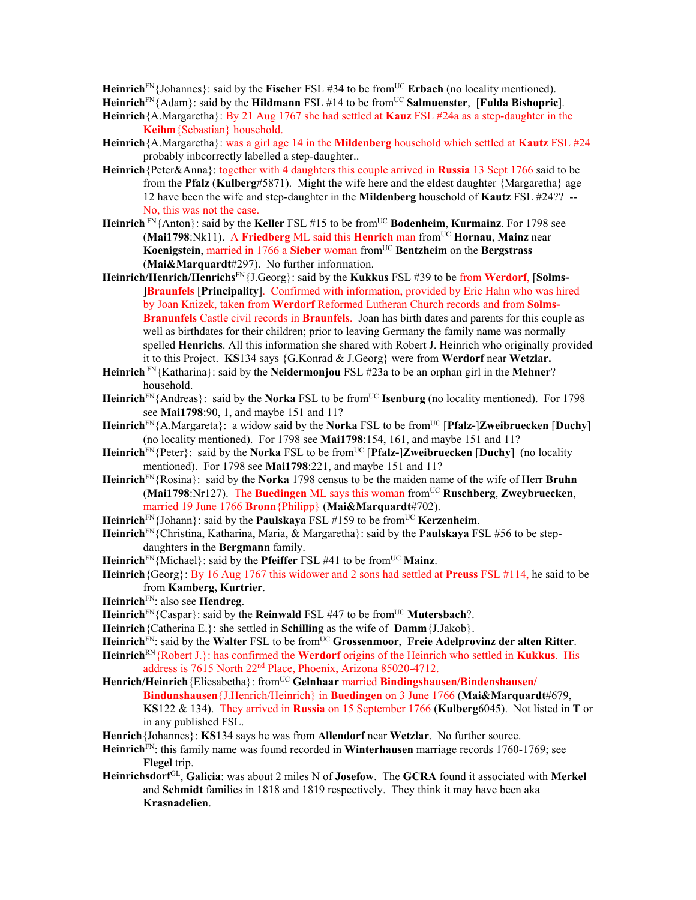**Heinrich**[FN]{Johannes}: said by the **Fischer** FSL #34 to be from[UC] **Erbach** (no locality mentioned).

**Heinrich**[FN]{Adam}: said by the **Hildmann** FSL #14 to be from[UC] **Salmuenster**, [**Fulda Bishopric**].

**Heinrich**{A.Margaretha}: By 21 Aug 1767 she had settled at **Kauz** FSL #24a as a step-daughter in the **Keihm**{Sebastian} household.

**Heinrich**{A.Margaretha}: was a girl age 14 in the **Mildenberg** household which settled at **Kautz** FSL #24 probably inbcorrectly labelled a step-daughter..

**Heinrich**{Peter&Anna}: together with 4 daughters this couple arrived in **Russia** 13 Sept 1766 said to be from the **Pfalz** (**Kulberg**#5871). Might the wife here and the eldest daughter {Margaretha} age 12 have been the wife and step-daughter in the **Mildenberg** household of **Kautz** FSL #24?? -- No, this was not the case.

**Heinrich** [FN]{Anton}: said by the **Keller** FSL #15 to be from[UC] **Bodenheim**, **Kurmainz**. For 1798 see (**Mai1798**:Nk11). A **Friedberg** ML said this **Henrich** man from[UC] **Hornau**, **Mainz** near **Koenigstein**, married in 1766 a **Sieber** woman from[UC] **Bentzheim** on the **Bergstrass** (**Mai&Marquardt**#297). No further information.

**Heinrich/Henrich/Henrichs**[FN]{J.Georg}: said by the **Kukkus** FSL #39 to be from **Werdorf**, [**Solms-**]**Braunfels** [**Principality**]. Confirmed with information, provided by Eric Hahn who was hired by Joan Knizek, taken from **Werdorf** Reformed Lutheran Church records and from **Solms-Branunfels** Castle civil records in **Braunfels**. Joan has birth dates and parents for this couple as well as birthdates for their children; prior to leaving Germany the family name was normally spelled **Henrichs**. All this information she shared with Robert J. Heinrich who originally provided it to this Project. **KS**134 says {G.Konrad & J.Georg} were from **Werdorf** near **Wetzlar.**

**Heinrich** [FN]{Katharina}: said by the **Neidermonjou** FSL #23a to be an orphan girl in the **Mehner**? household.

**Heinrich**[FN]{Andreas}: said by the **Norka** FSL to be from[UC] **Isenburg** (no locality mentioned). For 1798 see **Mai1798**:90, 1, and maybe 151 and 11?

**Heinrich**[FN]{A.Margareta}: a widow said by the **Norka** FSL to be from[UC] [**Pfalz-**]**Zweibruecken** [**Duchy**] (no locality mentioned). For 1798 see **Mai1798**:154, 161, and maybe 151 and 11?

**Heinrich**[FN]{Peter}: said by the **Norka** FSL to be from[UC] [**Pfalz-**]**Zweibruecken** [**Duchy**] (no locality mentioned). For 1798 see **Mai1798**:221, and maybe 151 and 11?

**Heinrich**[FN]{Rosina}: said by the **Norka** 1798 census to be the maiden name of the wife of Herr **Bruhn** (**Mai1798**:Nr127). The **Buedingen** ML says this woman from[UC] **Ruschberg**, **Zweybruecken**, married 19 June 1766 **Bronn**{Philipp} (**Mai&Marquardt**#702).

**Heinrich**[FN]{Johann}: said by the **Paulskaya** FSL #159 to be from[UC] **Kerzenheim**.

**Heinrich**[FN]{Christina, Katharina, Maria, & Margaretha}: said by the **Paulskaya** FSL #56 to be step-daughters in the **Bergmann** family.

**Heinrich**[FN]{Michael}: said by the **Pfeiffer** FSL #41 to be from[UC] **Mainz**.

**Heinrich**{Georg}: By 16 Aug 1767 this widower and 2 sons had settled at **Preuss** FSL #114, he said to be from **Kamberg, Kurtrier**.

**Heinrich**[FN]: also see **Hendreg**.

**Heinrich**[FN]{Caspar}: said by the **Reinwald** FSL #47 to be from[UC] **Mutersbach**?.

**Heinrich**{Catherina E.}: she settled in **Schilling** as the wife of **Damm**{J.Jakob}.

**Heinrich**[FN]: said by the **Walter** FSL to be from[UC] **Grossenmoor**, **Freie Adelprovinz der alten Ritter**.

**Heinrich**[RN]{Robert J.}: has confirmed the **Werdorf** origins of the Heinrich who settled in **Kukkus**. His address is 7615 North 22nd Place, Phoenix, Arizona 85020-4712.

**Henrich/Heinrich**{Eliesabetha}: from[UC] **Gelnhaar** married **Bindingshausen/Bindenshausen/ Bindunshausen**{J.Henrich/Heinrich} in **Buedingen** on 3 June 1766 (**Mai&Marquardt**#679, **KS**122 & 134). They arrived in **Russia** on 15 September 1766 (**Kulberg**6045). Not listed in **T** or in any published FSL.

**Henrich**{Johannes}: **KS**134 says he was from **Allendorf** near **Wetzlar**. No further source.

**Heinrich**[FN]: this family name was found recorded in **Winterhausen** marriage records 1760-1769; see **Flegel** trip.

**Heinrichsdorf**[GL], **Galicia**: was about 2 miles N of **Josefow**. The **GCRA** found it associated with **Merkel** and **Schmidt** families in 1818 and 1819 respectively. They think it may have been aka **Krasnadelien**.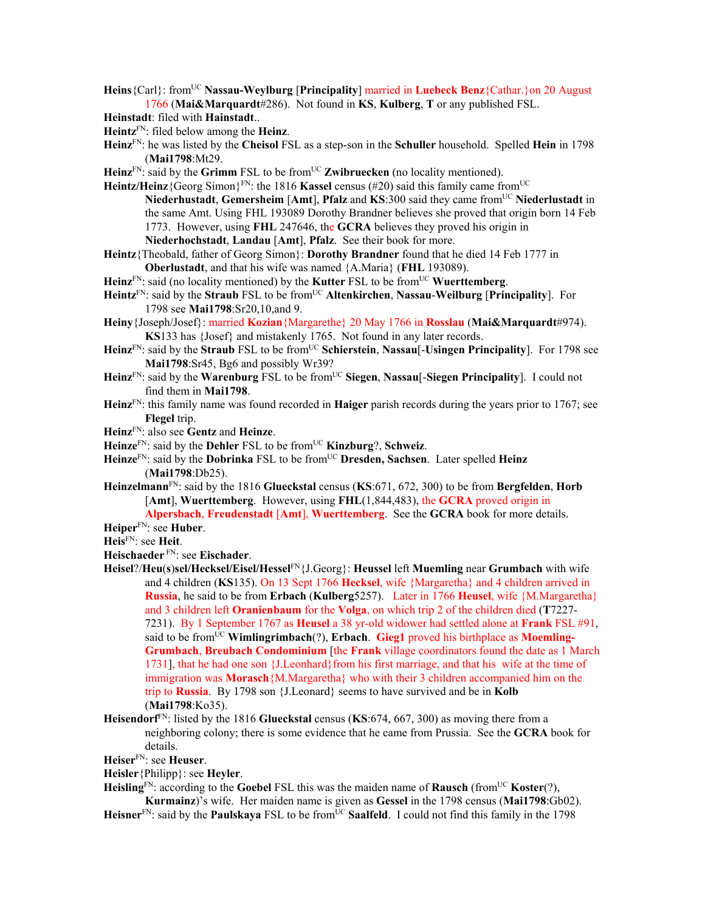**Heins**{Carl}: from[UC] **Nassau-Weylburg** [**Principality**] married in **Luebeck Benz**{Cathar.}on 20 August 1766 (**Mai&Marquardt**#286). Not found in **KS**, **Kulberg**, **T** or any published FSL.

**Heinstadt**: filed with **Hainstadt**..

**Heintz**[FN]: filed below among the **Heinz**.

**Heinz**[FN]: he was listed by the **Cheisol** FSL as a step-son in the **Schuller** household. Spelled **Hein** in 1798 (**Mai1798**:Mt29.

**Heinz**[FN]: said by the **Grimm** FSL to be from[UC] **Zwibruecken** (no locality mentioned).

**Heintz/Heinz**{Georg Simon}[FN]: the 1816 **Kassel** census (#20) said this family came from[UC] **Niederhustadt**, **Gemersheim** [**Amt**], **Pfalz** and **KS**:300 said they came from[UC] **Niederlustadt** in the same Amt. Using FHL 193089 Dorothy Brandner believes she proved that origin born 14 Feb 1773. However, using **FHL** 247646, the **GCRA** believes they proved his origin in **Niederhochstadt**, **Landau** [**Amt**], **Pfalz**. See their book for more.

**Heintz**{Theobald, father of Georg Simon}: **Dorothy Brandner** found that he died 14 Feb 1777 in **Oberlustadt**, and that his wife was named {A.Maria} (**FHL** 193089).

**Heinz**[FN]: said (no locality mentioned) by the **Kutter** FSL to be from[UC] **Wuerttemberg**.

**Heintz**[FN]: said by the **Straub** FSL to be from[UC] **Altenkirchen**, **Nassau**-**Weilburg** [**Principality**]. For 1798 see **Mai1798**:Sr20,10,and 9.

**Heiny**{Joseph/Josef}: married **Kozian**{Margarethe} 20 May 1766 in **Rosslau** (**Mai&Marquardt**#974). **KS**133 has {Josef} and mistakenly 1765. Not found in any later records.

**Heinz**[FN]: said by the **Straub** FSL to be from[UC] **Schierstein**, **Nassau**[-**Usingen Principality**]. For 1798 see **Mai1798**:Sr45, Bg6 and possibly Wr39?

**Heinz**[FN]: said by the **Warenburg** FSL to be from[UC] **Siegen**, **Nassau**[-**Siegen Principality**]. I could not find them in **Mai1798**.

**Heinz**[FN]: this family name was found recorded in **Haiger** parish records during the years prior to 1767; see **Flegel** trip.

**Heinz**[FN]: also see **Gentz** and **Heinze**.

**Heinze**[FN]: said by the **Dehler** FSL to be from[UC] **Kinzburg**?, **Schweiz**.

**Heinze**[FN]: said by the **Dobrinka** FSL to be from[UC] **Dresden, Sachsen**. Later spelled **Heinz** (**Mai1798**:Db25).

**Heinzelmann**[FN]: said by the 1816 **Glueckstal** census (**KS**:671, 672, 300) to be from **Bergfelden**, **Horb** [**Amt**], **Wuerttemberg**. However, using **FHL**(1,844,483), the **GCRA** proved origin in **Alpersbach**, **Freudenstadt** [**Amt**], **Wuerttemberg**. See the **GCRA** book for more details.

**Heiper**[FN]: see **Huber**.

**Heis**[FN]: see **Heit**.

**Heischaeder** [FN]: see **Eischader**.

**Heisel**?/**Heu(s)sel/Hecksel/Eisel/Hessel**[FN]{J.Georg}: **Heussel** left **Muemling** near **Grumbach** with wife and 4 children (**KS**135). On 13 Sept 1766 **Hecksel**, wife {Margaretha} and 4 children arrived in **Russia**, he said to be from **Erbach** (**Kulberg**5257). Later in 1766 **Heusel**, wife {M.Margaretha} and 3 children left **Oranienbaum** for the **Volga**, on which trip 2 of the children died (**T**7227-7231). By 1 September 1767 as **Heusel** a 38 yr-old widower had settled alone at **Frank** FSL #91, said to be from[UC] **Wimlingrimbach**(?), **Erbach**. **Gieg1** proved his birthplace as **Moemling-Grumbach**, **Breubach Condominium** [the **Frank** village coordinators found the date as 1 March 1731], that he had one son {J.Leonhard}from his first marriage, and that his wife at the time of immigration was **Morasch**{M.Margaretha} who with their 3 children accompanied him on the trip to **Russia**. By 1798 son {J.Leonard} seems to have survived and be in **Kolb** (**Mai1798**:Ko35).

**Heisendorf**[FN]: listed by the 1816 **Glueckstal** census (**KS**:674, 667, 300) as moving there from a neighboring colony; there is some evidence that he came from Prussia. See the **GCRA** book for details.

**Heiser**[FN]: see **Heuser**.

**Heisler**{Philipp}: see **Heyler**.

**Heisling**[FN]: according to the **Goebel** FSL this was the maiden name of **Rausch** (from[UC] **Koster**(?), **Kurmainz**)'s wife. Her maiden name is given as **Gessel** in the 1798 census (**Mai1798**:Gb02).

**Heisner**[FN]: said by the **Paulskaya** FSL to be from[UC] **Saalfeld**. I could not find this family in the 1798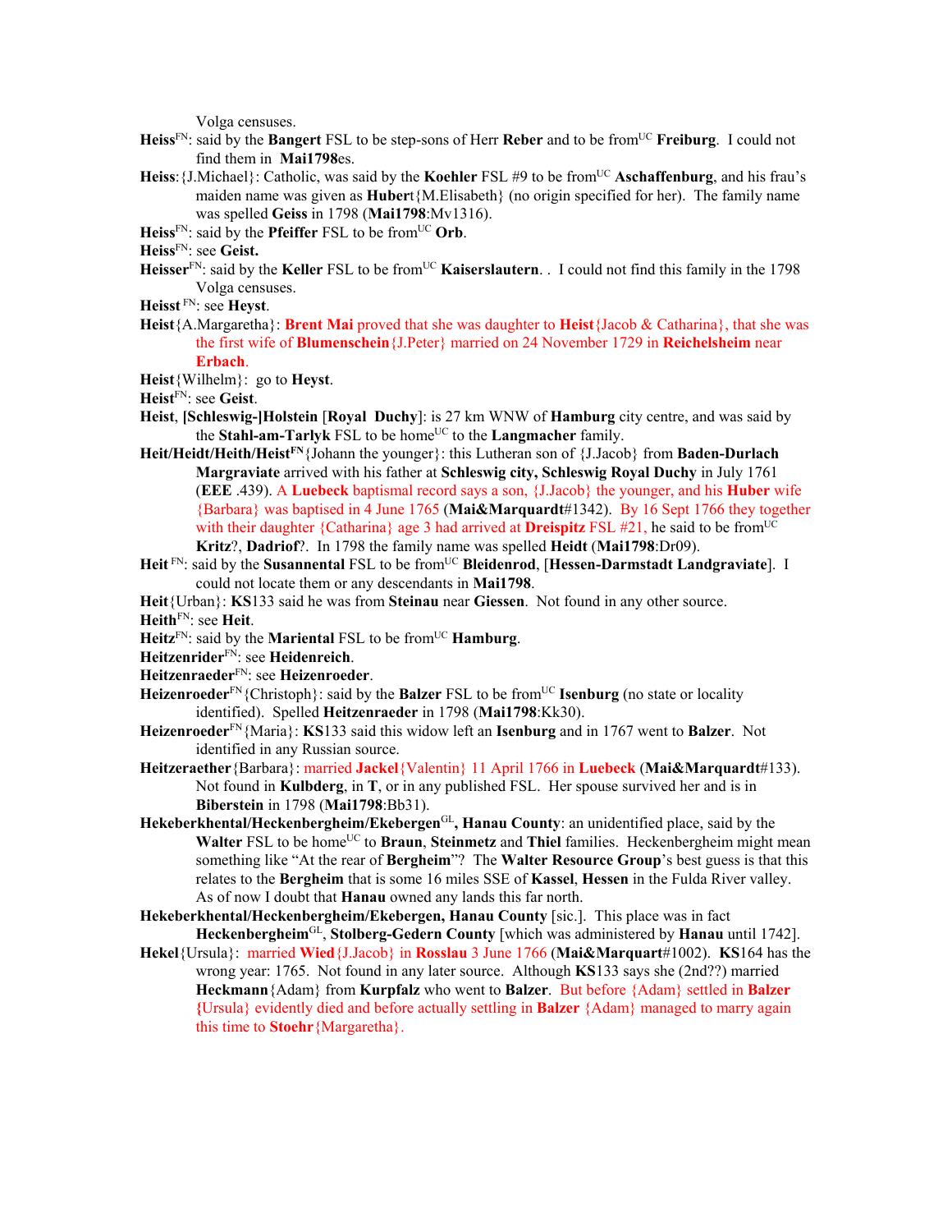Volga censuses.

**Heiss**[FN]: said by the **Bangert** FSL to be step-sons of Herr **Reber** and to be from[UC] **Freiburg**. I could not find them in **Mai1798**es.

**Heiss**:{J.Michael}: Catholic, was said by the **Koehler** FSL #9 to be from[UC] **Aschaffenburg**, and his frau's maiden name was given as **Huber**t{M.Elisabeth} (no origin specified for her). The family name was spelled **Geiss** in 1798 (**Mai1798**:Mv1316).

**Heiss**[FN]: said by the **Pfeiffer** FSL to be from[UC] **Orb**.

**Heiss**[FN]: see **Geist.**

**Heisser**[FN]: said by the **Keller** FSL to be from[UC] **Kaiserslautern**. . I could not find this family in the 1798 Volga censuses.

**Heisst** [FN]: see **Heyst**.

**Heist**{A.Margaretha}: **Brent Mai** proved that she was daughter to **Heist**{Jacob & Catharina}, that she was the first wife of **Blumenschein**{J.Peter} married on 24 November 1729 in **Reichelsheim** near **Erbach**.

**Heist**{Wilhelm}: go to **Heyst**.

**Heist**[FN]: see **Geist**.

**Heist**, **[Schleswig-]Holstein** [**Royal Duchy**]: is 27 km WNW of **Hamburg** city centre, and was said by the **Stahl-am-Tarlyk** FSL to be home[UC] to the **Langmacher** family.

**Heit/Heidt/Heith/Heist**[FN]{Johann the younger}: this Lutheran son of {J.Jacob} from **Baden-Durlach Margraviate** arrived with his father at **Schleswig city, Schleswig Royal Duchy** in July 1761 (**EEE** .439). A **Luebeck** baptismal record says a son, {J.Jacob} the younger, and his **Huber** wife {Barbara} was baptised in 4 June 1765 (**Mai&Marquardt**#1342). By 16 Sept 1766 they together with their daughter {Catharina} age 3 had arrived at **Dreispitz** FSL #21, he said to be from[UC] **Kritz**?, **Dadriof**?. In 1798 the family name was spelled **Heidt** (**Mai1798**:Dr09).

**Heit** [FN]: said by the **Susannental** FSL to be from[UC] **Bleidenrod**, [**Hessen-Darmstadt Landgraviate**]. I could not locate them or any descendants in **Mai1798**.

**Heit**{Urban}: **KS**133 said he was from **Steinau** near **Giessen**. Not found in any other source.

**Heith**[FN]: see **Heit**.

**Heitz**[FN]: said by the **Mariental** FSL to be from[UC] **Hamburg**.

**Heitzenrider**[FN]: see **Heidenreich**.

**Heitzenraeder**[FN]: see **Heizenroeder**.

**Heizenroeder**[FN]{Christoph}: said by the **Balzer** FSL to be from[UC] **Isenburg** (no state or locality identified). Spelled **Heitzenraeder** in 1798 (**Mai1798**:Kk30).

**Heizenroeder**[FN]{Maria}: **KS**133 said this widow left an **Isenburg** and in 1767 went to **Balzer**. Not identified in any Russian source.

**Heitzeraether**{Barbara}: married **Jackel**{Valentin} 11 April 1766 in **Luebeck** (**Mai&Marquardt**#133). Not found in **Kulbderg**, in **T**, or in any published FSL. Her spouse survived her and is in **Biberstein** in 1798 (**Mai1798**:Bb31).

**Hekeberkhental/Heckenbergheim/Ekebergen**[GL], **Hanau County**: an unidentified place, said by the **Walter** FSL to be home[UC] to **Braun**, **Steinmetz** and **Thiel** families. Heckenbergheim might mean something like "At the rear of **Bergheim**"? The **Walter Resource Group**'s best guess is that this relates to the **Bergheim** that is some 16 miles SSE of **Kassel**, **Hessen** in the Fulda River valley. As of now I doubt that **Hanau** owned any lands this far north.

**Hekeberkhental/Heckenbergheim/Ekebergen, Hanau County** [sic.]. This place was in fact **Heckenbergheim**[GL], **Stolberg-Gedern County** [which was administered by **Hanau** until 1742].

**Hekel**{Ursula}: married **Wied**{J.Jacob} in **Rosslau** 3 June 1766 (**Mai&Marquart**#1002). **KS**164 has the wrong year: 1765. Not found in any later source. Although **KS**133 says she (2nd??) married **Heckmann**{Adam} from **Kurpfalz** who went to **Balzer**. But before {Adam} settled in **Balzer** {Ursula} evidently died and before actually settling in **Balzer** {Adam} managed to marry again this time to **Stoehr**{Margaretha}.